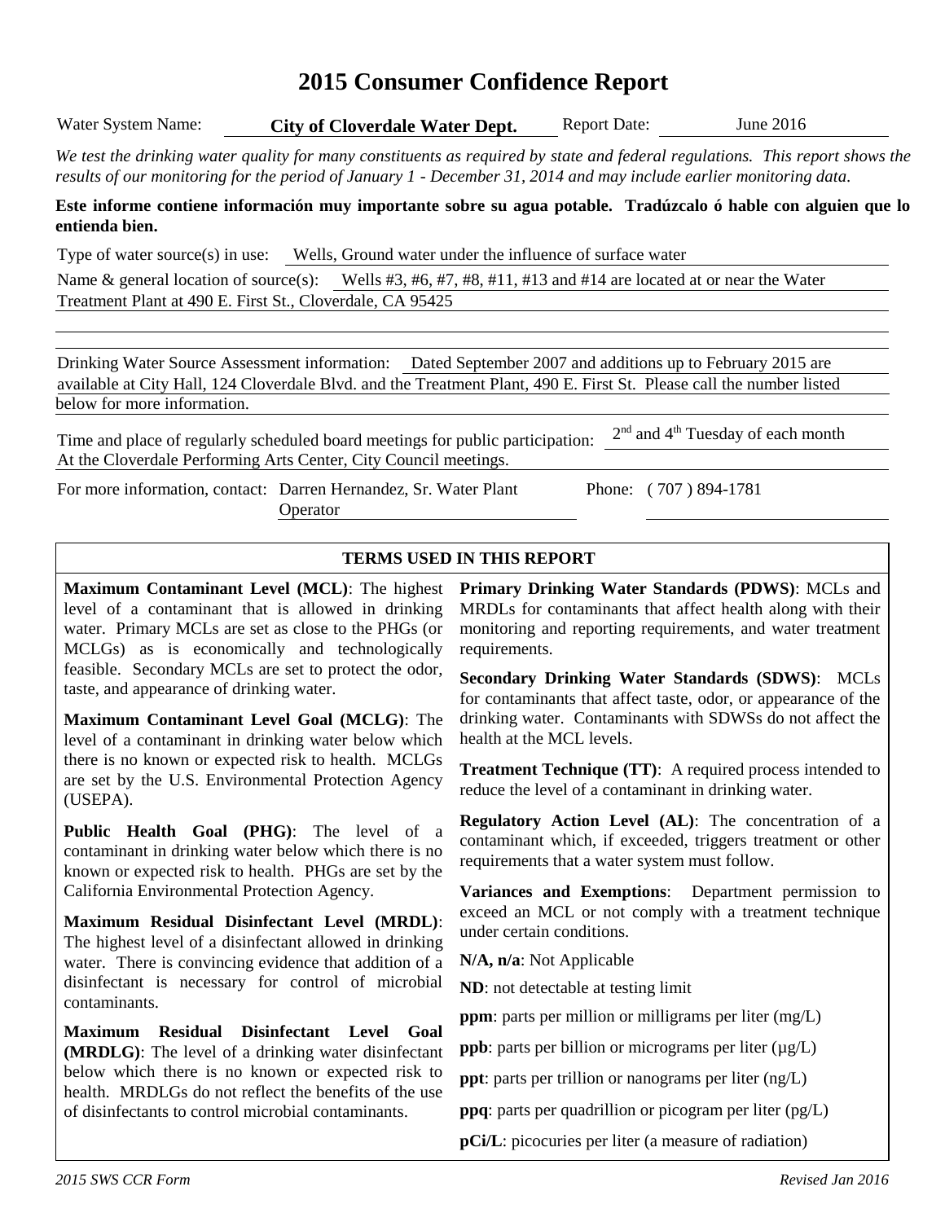# 2015 Consumer Confidence Report

Water System Name: **City of Cloverdale Water Dept.** Report Date: June 2016

*We test the drinking water quality for many constituents as required by state and federal regulations. This report shows the results of our monitoring for the period of January 1 - December 31, 2014 and may include earlier monitoring data.*

**Este informe contiene información muy importante sobre su agua potable. Tradúzcalo ó hable con alguien que lo entienda bien.**

Type of water source(s) in use: Wells, Ground water under the influence of surface water

Name & general location of source(s): Wells #3, #6, #7, #8, #11, #13 and #14 are located at or near the Water Treatment Plant at 490 E. First St., Cloverdale, CA 95425

Drinking Water Source Assessment information: Dated September 2007 and additions up to February 2015 are available at City Hall, 124 Cloverdale Blvd. and the Treatment Plant, 490 E. First St. Please call the number listed below for more information.

Time and place of regularly scheduled board meetings for public participation: 2nd and 4th Tuesday of each month At the Cloverdale Performing Arts Center, City Council meetings.

For more information, contact: Darren Hernandez, Sr. Water Plant Operator Phone: ( 707 ) 894-1781

## TERMS USED IN THIS REPORT

**Maximum Contaminant Level (MCL)**: The highest level of a contaminant that is allowed in drinking water. Primary MCLs are set as close to the PHGs (or MCLGs) as is economically and technologically feasible. Secondary MCLs are set to protect the odor, taste, and appearance of drinking water.

**Maximum Contaminant Level Goal (MCLG)**: The level of a contaminant in drinking water below which there is no known or expected risk to health. MCLGs are set by the U.S. Environmental Protection Agency (USEPA).

**Public Health Goal (PHG)**: The level of a contaminant in drinking water below which there is no known or expected risk to health. PHGs are set by the California Environmental Protection Agency.

**Maximum Residual Disinfectant Level (MRDL)**: The highest level of a disinfectant allowed in drinking water. There is convincing evidence that addition of a disinfectant is necessary for control of microbial contaminants.

**Maximum Residual Disinfectant Level Goal (MRDLG)**: The level of a drinking water disinfectant below which there is no known or expected risk to health. MRDLGs do not reflect the benefits of the use of disinfectants to control microbial contaminants.

**Primary Drinking Water Standards (PDWS)**: MCLs and MRDLs for contaminants that affect health along with their monitoring and reporting requirements, and water treatment requirements.

**Secondary Drinking Water Standards (SDWS)**: MCLs for contaminants that affect taste, odor, or appearance of the drinking water. Contaminants with SDWSs do not affect the health at the MCL levels.

**Treatment Technique (TT)**: A required process intended to reduce the level of a contaminant in drinking water.

**Regulatory Action Level (AL)**: The concentration of a contaminant which, if exceeded, triggers treatment or other requirements that a water system must follow.

**Variances and Exemptions**: Department permission to exceed an MCL or not comply with a treatment technique under certain conditions.

**N/A, n/a**: Not Applicable

**ND**: not detectable at testing limit

**ppm**: parts per million or milligrams per liter (mg/L)

**ppb**: parts per billion or micrograms per liter (μg/L)

**ppt**: parts per trillion or nanograms per liter (ng/L)

**ppq**: parts per quadrillion or picogram per liter (pg/L)

**pCi/L**: picocuries per liter (a measure of radiation)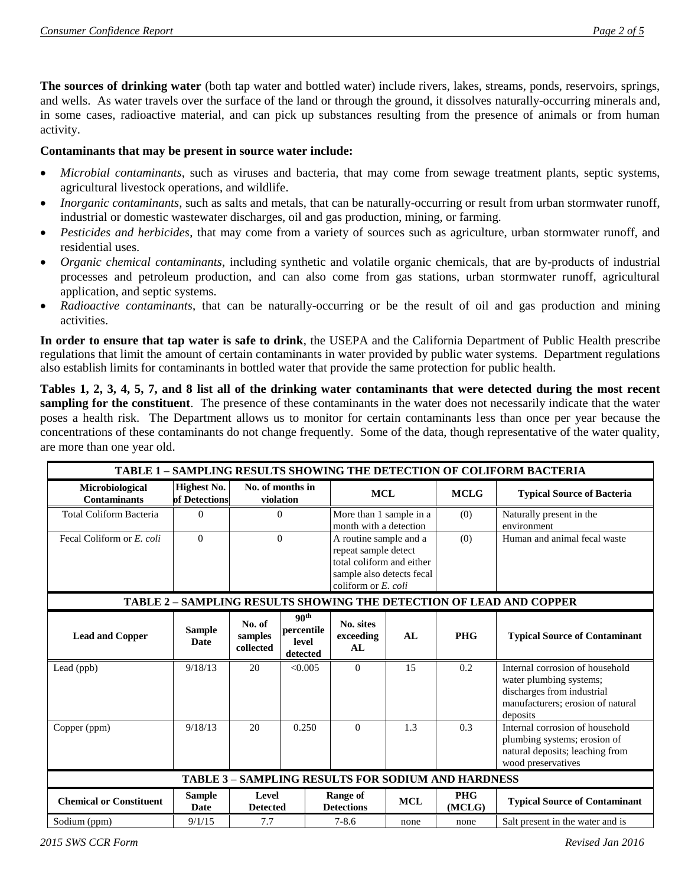**The sources of drinking water** (both tap water and bottled water) include rivers, lakes, streams, ponds, reservoirs, springs, and wells. As water travels over the surface of the land or through the ground, it dissolves naturally-occurring minerals and, in some cases, radioactive material, and can pick up substances resulting from the presence of animals or from human activity.

**Contaminants that may be present in source water include:**

- *Microbial contaminants*, such as viruses and bacteria, that may come from sewage treatment plants, septic systems, agricultural livestock operations, and wildlife.
- *Inorganic contaminants*, such as salts and metals, that can be naturally-occurring or result from urban stormwater runoff, industrial or domestic wastewater discharges, oil and gas production, mining, or farming.
- *Pesticides and herbicides*, that may come from a variety of sources such as agriculture, urban stormwater runoff, and residential uses.
- *Organic chemical contaminants*, including synthetic and volatile organic chemicals, that are by-products of industrial processes and petroleum production, and can also come from gas stations, urban stormwater runoff, agricultural application, and septic systems.
- *Radioactive contaminants*, that can be naturally-occurring or be the result of oil and gas production and mining activities.

**In order to ensure that tap water is safe to drink**, the USEPA and the California Department of Public Health prescribe regulations that limit the amount of certain contaminants in water provided by public water systems. Department regulations also establish limits for contaminants in bottled water that provide the same protection for public health.

**Tables 1, 2, 3, 4, 5, 7, and 8 list all of the drinking water contaminants that were detected during the most recent sampling for the constituent**. The presence of these contaminants in the water does not necessarily indicate that the water poses a health risk. The Department allows us to monitor for certain contaminants less than once per year because the concentrations of these contaminants do not change frequently. Some of the data, though representative of the water quality, are more than one year old.

**TABLE 1 – SAMPLING RESULTS SHOWING THE DETECTION OF COLIFORM BACTERIA**

| Microbiological Contaminants | Highest No. of Detections | No. of months in violation | MCL | MCLG | Typical Source of Bacteria |
|---|---|---|---|---|---|
| Total Coliform Bacteria | 0 | 0 | More than 1 sample in a month with a detection | (0) | Naturally present in the environment |
| Fecal Coliform or *E. coli* | 0 | 0 | A routine sample and a repeat sample detect total coliform and either sample also detects fecal coliform or *E. coli* | (0) | Human and animal fecal waste |

**TABLE 2 – SAMPLING RESULTS SHOWING THE DETECTION OF LEAD AND COPPER**

| Lead and Copper | Sample Date | No. of samples collected | 90th percentile level detected | No. sites exceeding AL | AL | PHG | Typical Source of Contaminant |
|---|---|---|---|---|---|---|---|
| Lead (ppb) | 9/18/13 | 20 | <0.005 | 0 | 15 | 0.2 | Internal corrosion of household water plumbing systems; discharges from industrial manufacturers; erosion of natural deposits |
| Copper (ppm) | 9/18/13 | 20 | 0.250 | 0 | 1.3 | 0.3 | Internal corrosion of household plumbing systems; erosion of natural deposits; leaching from wood preservatives |

**TABLE 3 – SAMPLING RESULTS FOR SODIUM AND HARDNESS**

| Chemical or Constituent | Sample Date | Level Detected | Range of Detections | MCL | PHG (MCLG) | Typical Source of Contaminant |
|---|---|---|---|---|---|---|
| Sodium (ppm) | 9/1/15 | 7.7 | 7-8.6 | none | none | Salt present in the water and is |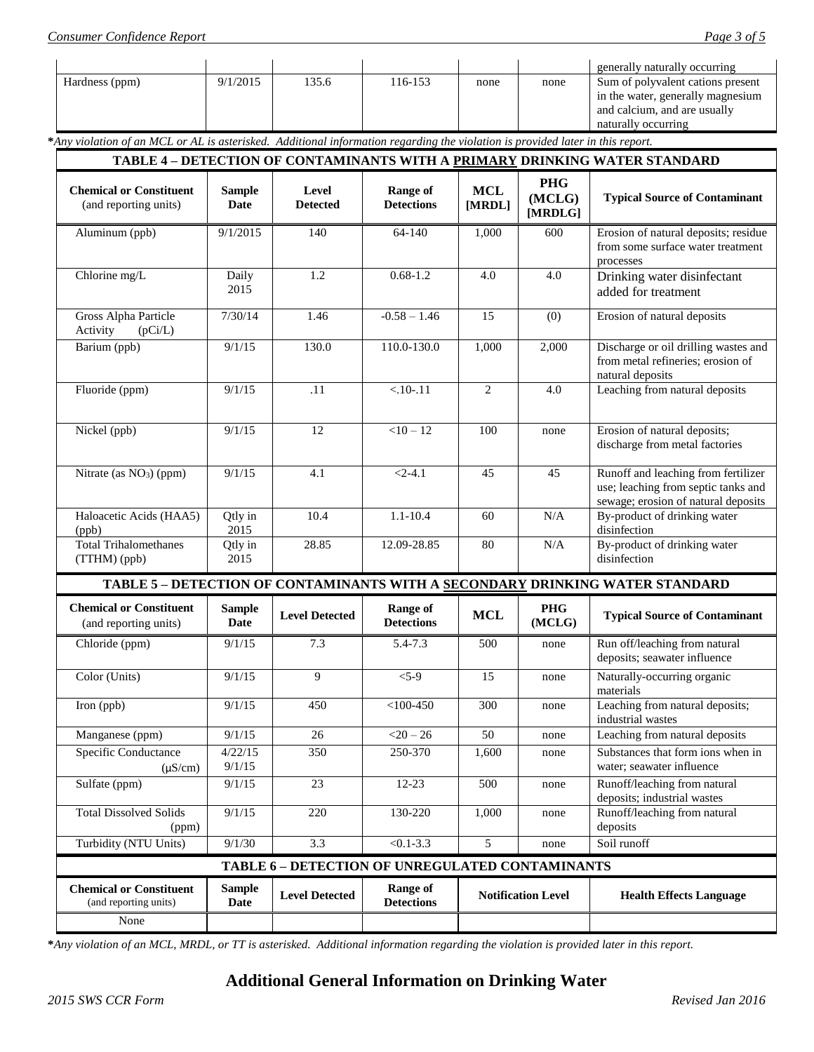| | | | | | | generally naturally occurring |
|---|---|---|---|---|---|---|
| Hardness (ppm) | 9/1/2015 | 135.6 | 116-153 | none | none | Sum of polyvalent cations present in the water, generally magnesium and calcium, and are usually naturally occurring |

*\*Any violation of an MCL or AL is asterisked. Additional information regarding the violation is provided later in this report.*

| TABLE 4 – DETECTION OF CONTAMINANTS WITH A PRIMARY DRINKING WATER STANDARD | | | | | | |
|---|---|---|---|---|---|---|
| **Chemical or Constituent** (and reporting units) | **Sample Date** | **Level Detected** | **Range of Detections** | **MCL [MRDL]** | **PHG (MCLG) [MRDLG]** | **Typical Source of Contaminant** |
| Aluminum (ppb) | 9/1/2015 | 140 | 64-140 | 1,000 | 600 | Erosion of natural deposits; residue from some surface water treatment processes |
| Chlorine mg/L | Daily 2015 | 1.2 | 0.68-1.2 | 4.0 | 4.0 | Drinking water disinfectant added for treatment |
| Gross Alpha Particle Activity (pCi/L) | 7/30/14 | 1.46 | -0.58 – 1.46 | 15 | (0) | Erosion of natural deposits |
| Barium (ppb) | 9/1/15 | 130.0 | 110.0-130.0 | 1,000 | 2,000 | Discharge or oil drilling wastes and from metal refineries; erosion of natural deposits |
| Fluoride (ppm) | 9/1/15 | .11 | <.10-.11 | 2 | 4.0 | Leaching from natural deposits |
| Nickel (ppb) | 9/1/15 | 12 | <10 – 12 | 100 | none | Erosion of natural deposits; discharge from metal factories |
| Nitrate (as $NO_3$) (ppm) | 9/1/15 | 4.1 | <2-4.1 | 45 | 45 | Runoff and leaching from fertilizer use; leaching from septic tanks and sewage; erosion of natural deposits |
| Haloacetic Acids (HAA5) (ppb) | Qtly in 2015 | 10.4 | 1.1-10.4 | 60 | N/A | By-product of drinking water disinfection |
| Total Trihalomethanes (TTHM) (ppb) | Qtly in 2015 | 28.85 | 12.09-28.85 | 80 | N/A | By-product of drinking water disinfection |

| TABLE 5 – DETECTION OF CONTAMINANTS WITH A SECONDARY DRINKING WATER STANDARD | | | | | | |
|---|---|---|---|---|---|---|
| **Chemical or Constituent** (and reporting units) | **Sample Date** | **Level Detected** | **Range of Detections** | **MCL** | **PHG (MCLG)** | **Typical Source of Contaminant** |
| Chloride (ppm) | 9/1/15 | 7.3 | 5.4-7.3 | 500 | none | Run off/leaching from natural deposits; seawater influence |
| Color (Units) | 9/1/15 | 9 | <5-9 | 15 | none | Naturally-occurring organic materials |
| Iron (ppb) | 9/1/15 | 450 | <100-450 | 300 | none | Leaching from natural deposits; industrial wastes |
| Manganese (ppm) | 9/1/15 | 26 | <20 – 26 | 50 | none | Leaching from natural deposits |
| Specific Conductance (µS/cm) | 4/22/15 9/1/15 | 350 | 250-370 | 1,600 | none | Substances that form ions when in water; seawater influence |
| Sulfate (ppm) | 9/1/15 | 23 | 12-23 | 500 | none | Runoff/leaching from natural deposits; industrial wastes |
| Total Dissolved Solids (ppm) | 9/1/15 | 220 | 130-220 | 1,000 | none | Runoff/leaching from natural deposits |
| Turbidity (NTU Units) | 9/1/30 | 3.3 | <0.1-3.3 | 5 | none | Soil runoff |

| TABLE 6 – DETECTION OF UNREGULATED CONTAMINANTS | | | | | |
|---|---|---|---|---|---|
| **Chemical or Constituent** (and reporting units) | **Sample Date** | **Level Detected** | **Range of Detections** | **Notification Level** | **Health Effects Language** |
| None | | | | | |

*\*Any violation of an MCL, MRDL, or TT is asterisked. Additional information regarding the violation is provided later in this report.*

## Additional General Information on Drinking Water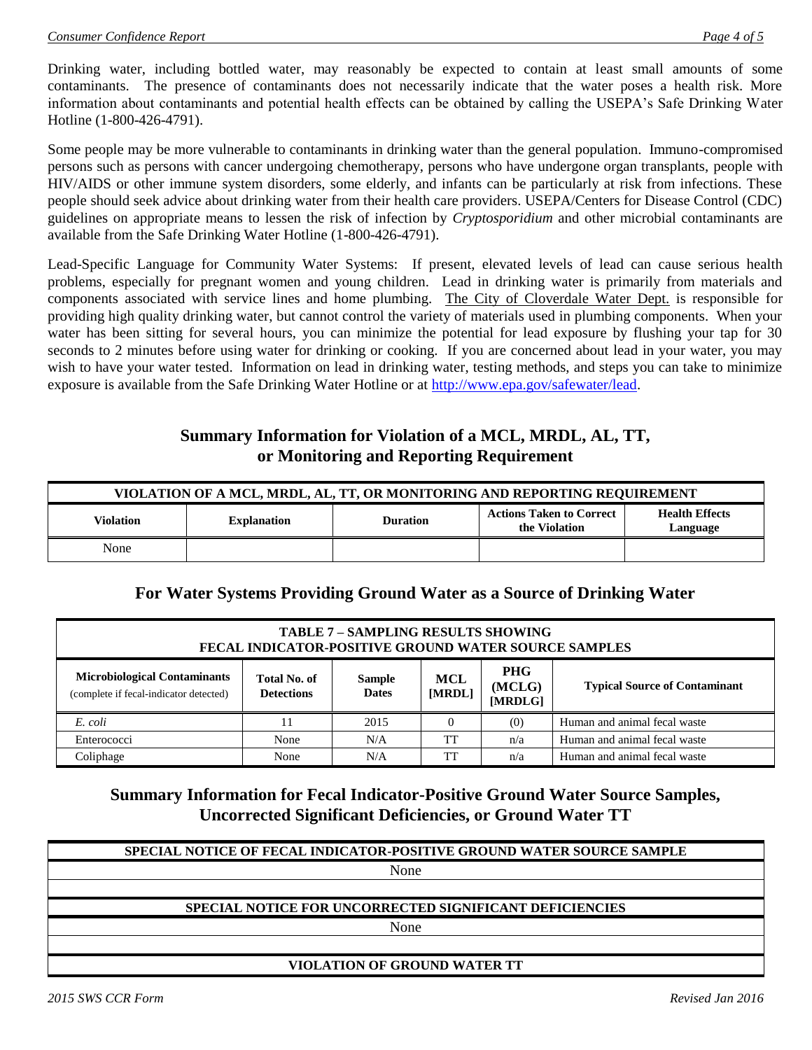Drinking water, including bottled water, may reasonably be expected to contain at least small amounts of some contaminants. The presence of contaminants does not necessarily indicate that the water poses a health risk. More information about contaminants and potential health effects can be obtained by calling the USEPA's Safe Drinking Water Hotline (1-800-426-4791).

Some people may be more vulnerable to contaminants in drinking water than the general population. Immuno-compromised persons such as persons with cancer undergoing chemotherapy, persons who have undergone organ transplants, people with HIV/AIDS or other immune system disorders, some elderly, and infants can be particularly at risk from infections. These people should seek advice about drinking water from their health care providers. USEPA/Centers for Disease Control (CDC) guidelines on appropriate means to lessen the risk of infection by *Cryptosporidium* and other microbial contaminants are available from the Safe Drinking Water Hotline (1-800-426-4791).

Lead-Specific Language for Community Water Systems: If present, elevated levels of lead can cause serious health problems, especially for pregnant women and young children. Lead in drinking water is primarily from materials and components associated with service lines and home plumbing. The City of Cloverdale Water Dept. is responsible for providing high quality drinking water, but cannot control the variety of materials used in plumbing components. When your water has been sitting for several hours, you can minimize the potential for lead exposure by flushing your tap for 30 seconds to 2 minutes before using water for drinking or cooking. If you are concerned about lead in your water, you may wish to have your water tested. Information on lead in drinking water, testing methods, and steps you can take to minimize exposure is available from the Safe Drinking Water Hotline or at http://www.epa.gov/safewater/lead.

## Summary Information for Violation of a MCL, MRDL, AL, TT, or Monitoring and Reporting Requirement

| VIOLATION OF A MCL, MRDL, AL, TT, OR MONITORING AND REPORTING REQUIREMENT | | | | |
|---|---|---|---|---|
| **Violation** | **Explanation** | **Duration** | **Actions Taken to Correct the Violation** | **Health Effects Language** |
| None | | | | |

## For Water Systems Providing Ground Water as a Source of Drinking Water

| TABLE 7 – SAMPLING RESULTS SHOWING FECAL INDICATOR-POSITIVE GROUND WATER SOURCE SAMPLES | | | | | |
|---|---|---|---|---|---|
| **Microbiological Contaminants** (complete if fecal-indicator detected) | **Total No. of Detections** | **Sample Dates** | **MCL [MRDL]** | **PHG (MCLG) [MRDLG]** | **Typical Source of Contaminant** |
| *E. coli* | 11 | 2015 | 0 | (0) | Human and animal fecal waste |
| Enterococci | None | N/A | TT | n/a | Human and animal fecal waste |
| Coliphage | None | N/A | TT | n/a | Human and animal fecal waste |

## Summary Information for Fecal Indicator-Positive Ground Water Source Samples, Uncorrected Significant Deficiencies, or Ground Water TT

| SPECIAL NOTICE OF FECAL INDICATOR-POSITIVE GROUND WATER SOURCE SAMPLE |
|---|
| None |
| |

| SPECIAL NOTICE FOR UNCORRECTED SIGNIFICANT DEFICIENCIES |
|---|
| None |
| |

| VIOLATION OF GROUND WATER TT |
|---|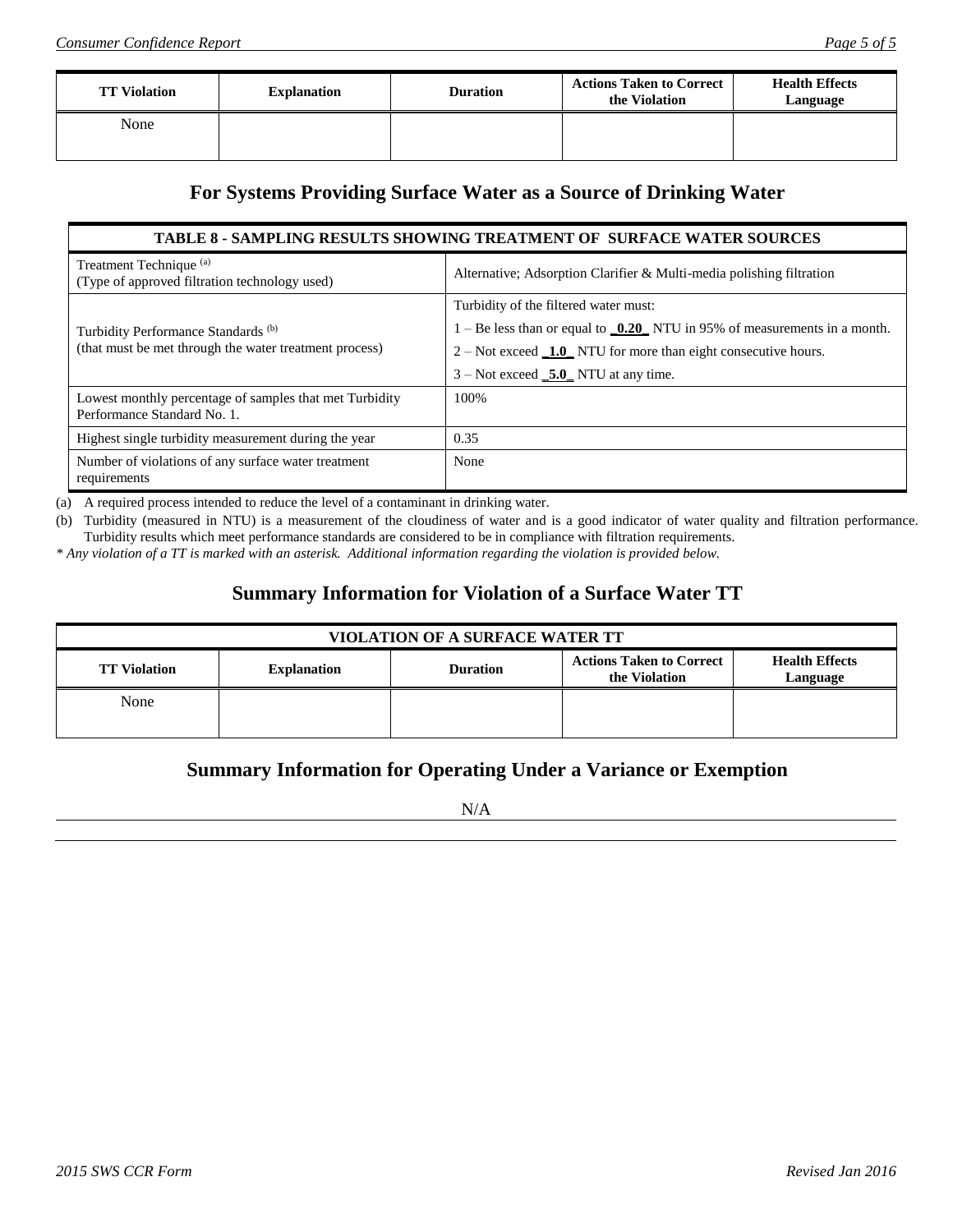| TT Violation | Explanation | Duration | Actions Taken to Correct the Violation | Health Effects Language |
|---|---|---|---|---|
| None | | | | |

## For Systems Providing Surface Water as a Source of Drinking Water

| TABLE 8 - SAMPLING RESULTS SHOWING TREATMENT OF SURFACE WATER SOURCES | |
|---|---|
| Treatment Technique [(a)] (Type of approved filtration technology used) | Alternative; Adsorption Clarifier & Multi-media polishing filtration |
| Turbidity Performance Standards [(b)] (that must be met through the water treatment process) | Turbidity of the filtered water must: 1 – Be less than or equal to **0.20** NTU in 95% of measurements in a month. 2 – Not exceed **1.0** NTU for more than eight consecutive hours. 3 – Not exceed **5.0** NTU at any time. |
| Lowest monthly percentage of samples that met Turbidity Performance Standard No. 1. | 100% |
| Highest single turbidity measurement during the year | 0.35 |
| Number of violations of any surface water treatment requirements | None |

(a) A required process intended to reduce the level of a contaminant in drinking water.

(b) Turbidity (measured in NTU) is a measurement of the cloudiness of water and is a good indicator of water quality and filtration performance. Turbidity results which meet performance standards are considered to be in compliance with filtration requirements.

*\* Any violation of a TT is marked with an asterisk. Additional information regarding the violation is provided below.*

## Summary Information for Violation of a Surface Water TT

| VIOLATION OF A SURFACE WATER TT | | | | |
|---|---|---|---|---|
| TT Violation | Explanation | Duration | Actions Taken to Correct the Violation | Health Effects Language |
| None | | | | |

## Summary Information for Operating Under a Variance or Exemption

N/A